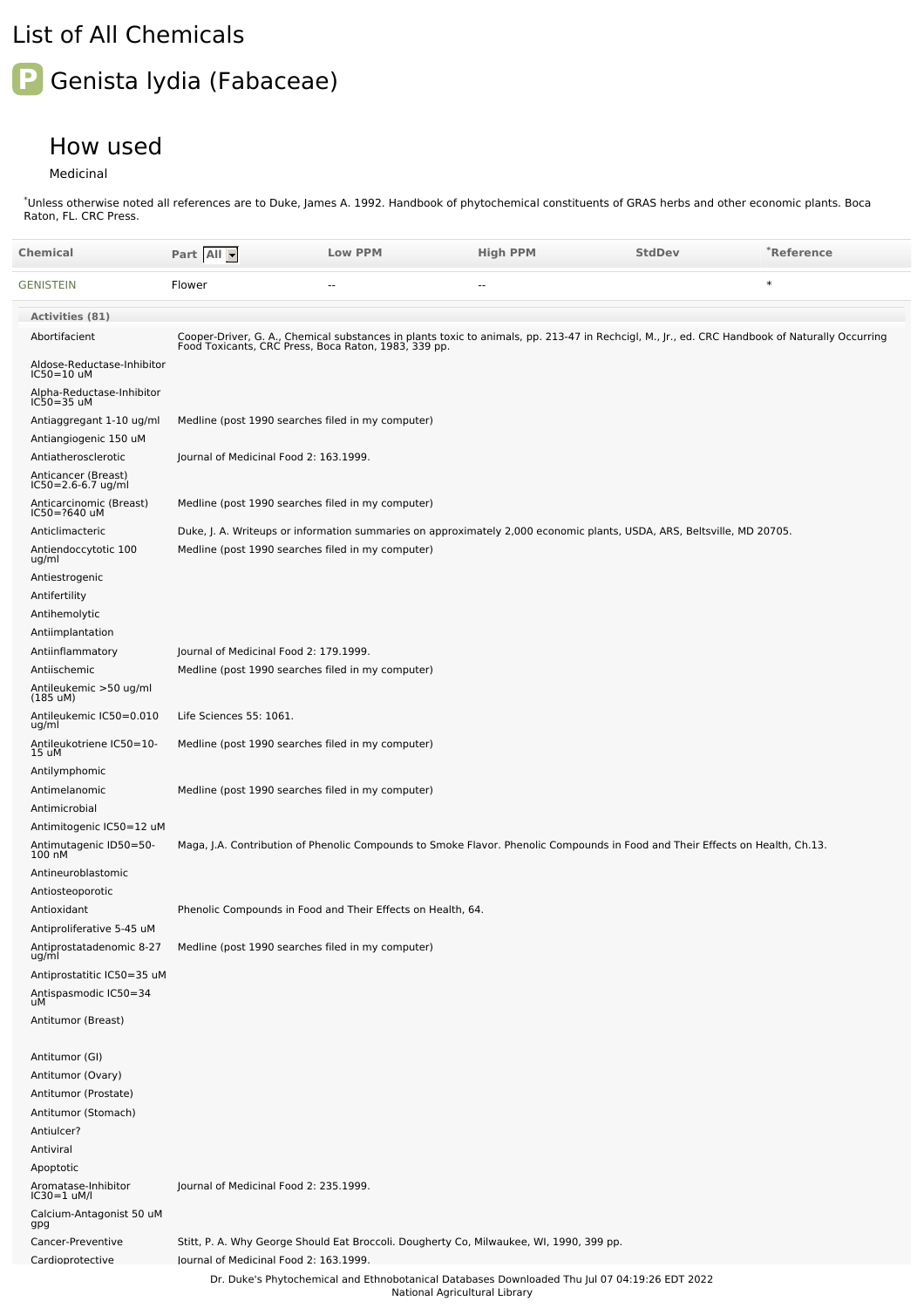# List of All Chemicals

## P Genista lydia (Fabaceae)

### How used

Medicinal

*Unless otherwise noted all references are to Duke, James A. 1992. Handbook of phytochemical constituents of GRAS herbs and other economic plants. Boca Raton, FL. CRC Press.

| Chemical | Part All | Low PPM | High PPM | StdDev | *Reference |
|---|---|---|---|---|---|
| GENISTEIN | Flower | -- | -- | | * |

**Activities (81)**

| Activity | Reference |
|---|---|
| Abortifacient | Cooper-Driver, G. A., Chemical substances in plants toxic to animals, pp. 213-47 in Rechcigl, M., Jr., ed. CRC Handbook of Naturally Occurring Food Toxicants, CRC Press, Boca Raton, 1983, 339 pp. |
| Aldose-Reductase-Inhibitor IC50=10 uM | |
| Alpha-Reductase-Inhibitor IC50=35 uM | |
| Antiaggregant 1-10 ug/ml | Medline (post 1990 searches filed in my computer) |
| Antiangiogenic 150 uM | |
| Antiatherosclerotic | Journal of Medicinal Food 2: 163.1999. |
| Anticancer (Breast) IC50=2.6-6.7 ug/ml | |
| Anticarcinomic (Breast) IC50=?640 uM | Medline (post 1990 searches filed in my computer) |
| Anticlimacteric | Duke, J. A. Writeups or information summaries on approximately 2,000 economic plants, USDA, ARS, Beltsville, MD 20705. |
| Antiendoccytotic 100 ug/ml | Medline (post 1990 searches filed in my computer) |
| Antiestrogenic | |
| Antifertility | |
| Antihemolytic | |
| Antiimplantation | |
| Antiinflammatory | Journal of Medicinal Food 2: 179.1999. |
| Antiischemic | Medline (post 1990 searches filed in my computer) |
| Antileukemic >50 ug/ml (185 uM) | |
| Antileukemic IC50=0.010 ug/ml | Life Sciences 55: 1061. |
| Antileukotriene IC50=10-15 uM | Medline (post 1990 searches filed in my computer) |
| Antilymphomic | |
| Antimelanomic | Medline (post 1990 searches filed in my computer) |
| Antimicrobial | |
| Antimitogenic IC50=12 uM | |
| Antimutagenic ID50=50-100 nM | Maga, J.A. Contribution of Phenolic Compounds to Smoke Flavor. Phenolic Compounds in Food and Their Effects on Health, Ch.13. |
| Antineuroblastomic | |
| Antiosteoporotic | |
| Antioxidant | Phenolic Compounds in Food and Their Effects on Health, 64. |
| Antiproliferative 5-45 uM | |
| Antiprostatadenomic 8-27 ug/ml | Medline (post 1990 searches filed in my computer) |
| Antiprostatitic IC50=35 uM | |
| Antispasmodic IC50=34 uM | |
| Antitumor (Breast) | |
| Antitumor (GI) | |
| Antitumor (Ovary) | |
| Antitumor (Prostate) | |
| Antitumor (Stomach) | |
| Antiulcer? | |
| Antiviral | |
| Apoptotic | |
| Aromatase-Inhibitor IC30=1 uM/l | Journal of Medicinal Food 2: 235.1999. |
| Calcium-Antagonist 50 uM gpg | |
| Cancer-Preventive | Stitt, P. A. Why George Should Eat Broccoli. Dougherty Co, Milwaukee, WI, 1990, 399 pp. |
| Cardioprotective | Journal of Medicinal Food 2: 163.1999. |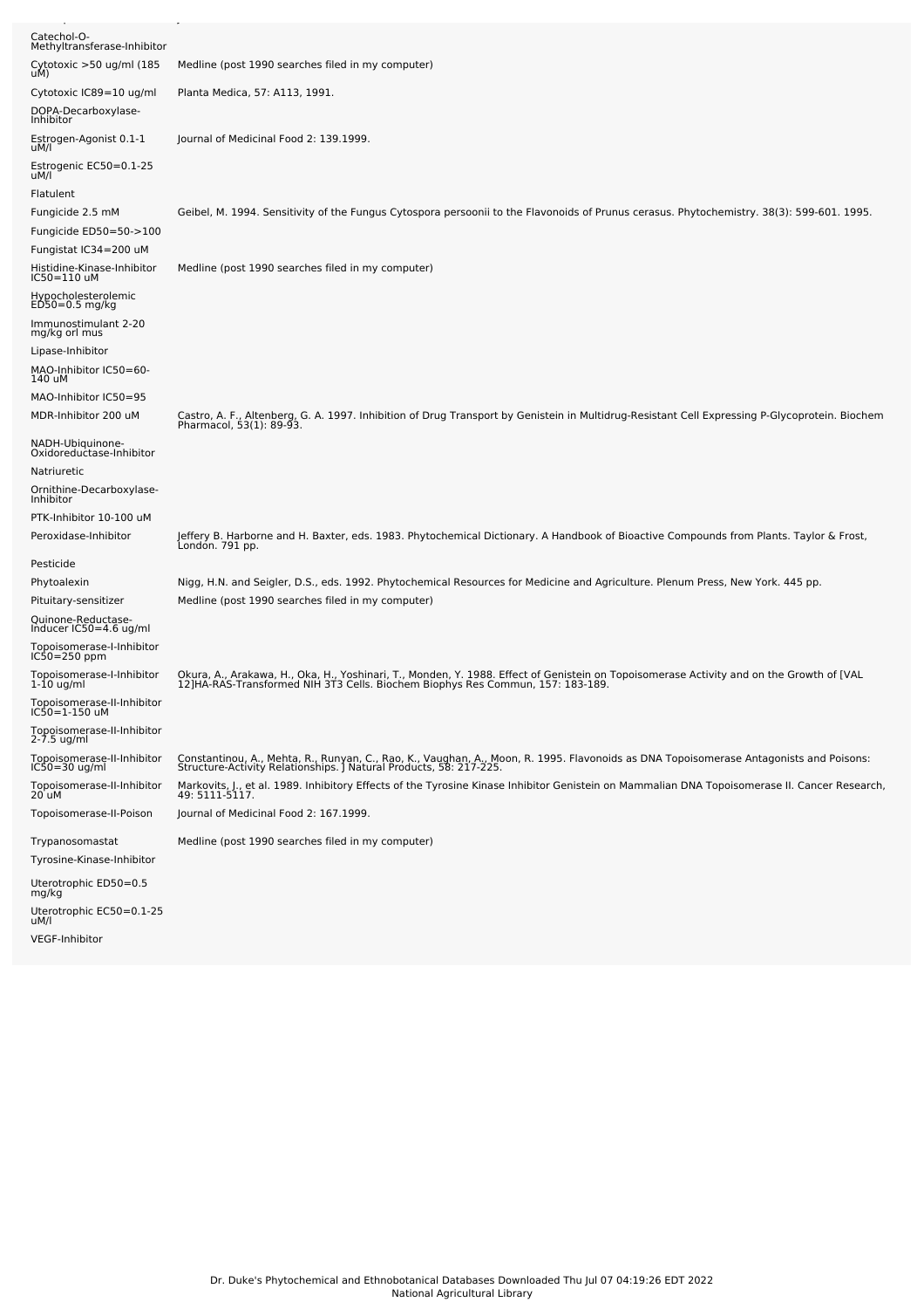| | |
|---|---|
| Catechol-O-Methyltransferase-Inhibitor | |
| Cytotoxic >50 ug/ml (185 uM) | Medline (post 1990 searches filed in my computer) |
| Cytotoxic IC89=10 ug/ml | Planta Medica, 57: A113, 1991. |
| DOPA-Decarboxylase-Inhibitor | |
| Estrogen-Agonist 0.1-1 uM/l | Journal of Medicinal Food 2: 139.1999. |
| Estrogenic EC50=0.1-25 uM/l | |
| Flatulent | |
| Fungicide 2.5 mM | Geibel, M. 1994. Sensitivity of the Fungus Cytospora persoonii to the Flavonoids of Prunus cerasus. Phytochemistry. 38(3): 599-601. 1995. |
| Fungicide ED50=50->100 | |
| Fungistat IC34=200 uM | |
| Histidine-Kinase-Inhibitor IC50=110 uM | Medline (post 1990 searches filed in my computer) |
| Hypocholesterolemic ED50=0.5 mg/kg | |
| Immunostimulant 2-20 mg/kg orl mus | |
| Lipase-Inhibitor | |
| MAO-Inhibitor IC50=60-140 uM | |
| MAO-Inhibitor IC50=95 | |
| MDR-Inhibitor 200 uM | Castro, A. F., Altenberg, G. A. 1997. Inhibition of Drug Transport by Genistein in Multidrug-Resistant Cell Expressing P-Glycoprotein. Biochem Pharmacol, 53(1): 89-93. |
| NADH-Ubiquinone-Oxidoreductase-Inhibitor | |
| Natriuretic | |
| Ornithine-Decarboxylase-Inhibitor | |
| PTK-Inhibitor 10-100 uM | |
| Peroxidase-Inhibitor | Jeffery B. Harborne and H. Baxter, eds. 1983. Phytochemical Dictionary. A Handbook of Bioactive Compounds from Plants. Taylor & Frost, London. 791 pp. |
| Pesticide | |
| Phytoalexin | Nigg, H.N. and Seigler, D.S., eds. 1992. Phytochemical Resources for Medicine and Agriculture. Plenum Press, New York. 445 pp. |
| Pituitary-sensitizer | Medline (post 1990 searches filed in my computer) |
| Quinone-Reductase-Inducer IC50=4.6 ug/ml | |
| Topoisomerase-I-Inhibitor IC50=250 ppm | |
| Topoisomerase-I-Inhibitor 1-10 ug/ml | Okura, A., Arakawa, H., Oka, H., Yoshinari, T., Monden, Y. 1988. Effect of Genistein on Topoisomerase Activity and on the Growth of [VAL 12]HA-RAS-Transformed NIH 3T3 Cells. Biochem Biophys Res Commun, 157: 183-189. |
| Topoisomerase-II-Inhibitor IC50=1-150 uM | |
| Topoisomerase-II-Inhibitor 2-7.5 ug/ml | |
| Topoisomerase-II-Inhibitor IC50=30 ug/ml | Constantinou, A., Mehta, R., Runyan, C., Rao, K., Vaughan, A., Moon, R. 1995. Flavonoids as DNA Topoisomerase Antagonists and Poisons: Structure-Activity Relationships. J Natural Products, 58: 217-225. |
| Topoisomerase-II-Inhibitor 20 uM | Markovits, J., et al. 1989. Inhibitory Effects of the Tyrosine Kinase Inhibitor Genistein on Mammalian DNA Topoisomerase II. Cancer Research, 49: 5111-5117. |
| Topoisomerase-II-Poison | Journal of Medicinal Food 2: 167.1999. |
| Trypanosomastat | Medline (post 1990 searches filed in my computer) |
| Tyrosine-Kinase-Inhibitor | |
| Uterotrophic ED50=0.5 mg/kg | |
| Uterotrophic EC50=0.1-25 uM/l | |
| VEGF-Inhibitor | |

Dr. Duke's Phytochemical and Ethnobotanical Databases Downloaded Thu Jul 07 04:19:26 EDT 2022
National Agricultural Library